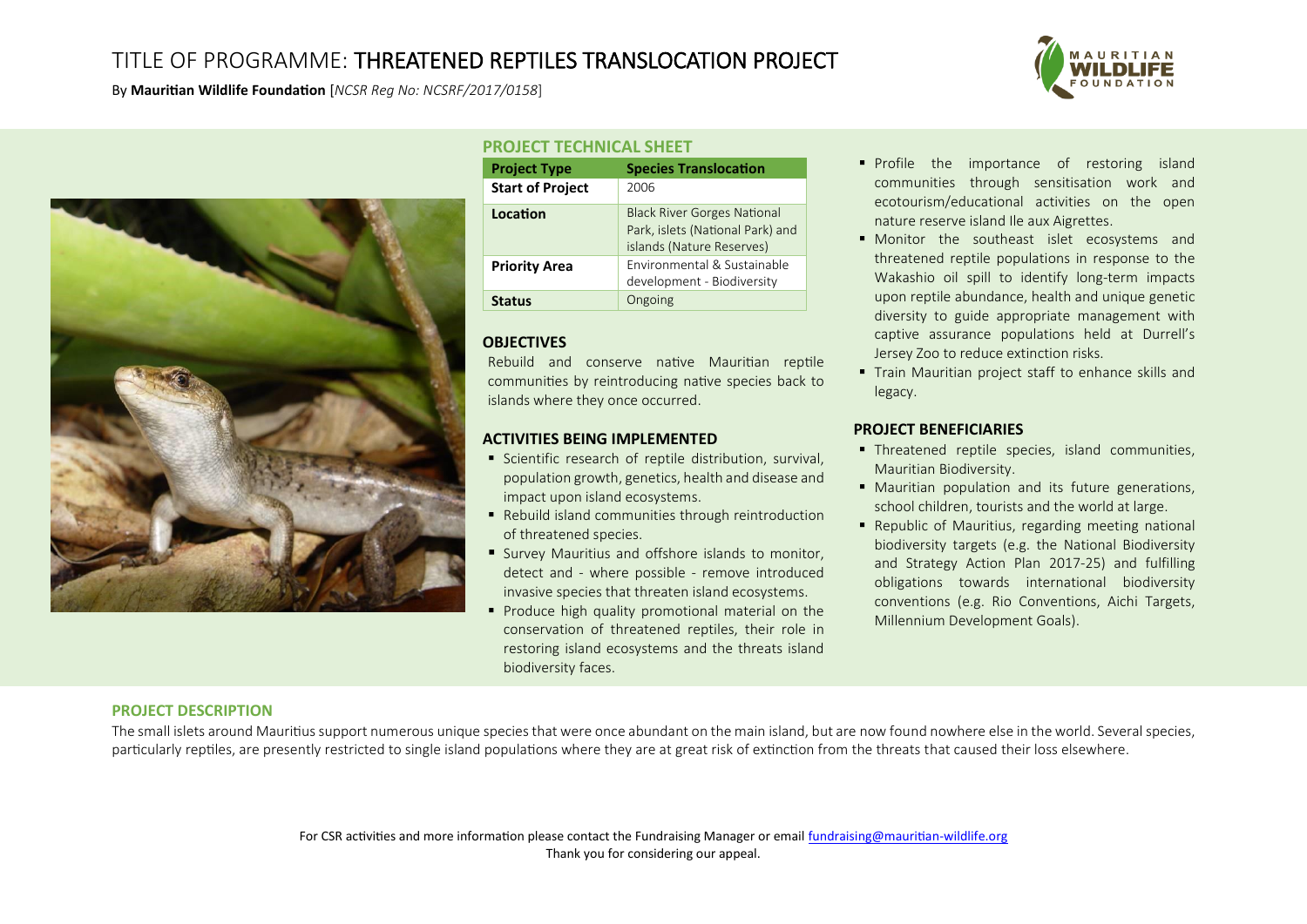# TITLE OF PROGRAMME: THREATENED REPTILES TRANSLOCATION PROJECT

By **Mauritian Wildlife Foundation** [*NCSR Reg No: NCSRF/2017/0158*]

## PROJECT TECHNICAL SHEET

| **Project Type** | **Species Translocation** |
|---|---|
| **Start of Project** | 2006 |
| **Location** | Black River Gorges National Park, islets (National Park) and islands (Nature Reserves) |
| **Priority Area** | Environmental & Sustainable development - Biodiversity |
| **Status** | Ongoing |

## OBJECTIVES

Rebuild and conserve native Mauritian reptile communities by reintroducing native species back to islands where they once occurred.

## ACTIVITIES BEING IMPLEMENTED

- Scientific research of reptile distribution, survival, population growth, genetics, health and disease and impact upon island ecosystems.
- Rebuild island communities through reintroduction of threatened species.
- Survey Mauritius and offshore islands to monitor, detect and - where possible - remove introduced invasive species that threaten island ecosystems.
- Produce high quality promotional material on the conservation of threatened reptiles, their role in restoring island ecosystems and the threats island biodiversity faces.
- Profile the importance of restoring island communities through sensitisation work and ecotourism/educational activities on the open nature reserve island Ile aux Aigrettes.
- Monitor the southeast islet ecosystems and threatened reptile populations in response to the Wakashio oil spill to identify long-term impacts upon reptile abundance, health and unique genetic diversity to guide appropriate management with captive assurance populations held at Durrell's Jersey Zoo to reduce extinction risks.
- Train Mauritian project staff to enhance skills and legacy.

## PROJECT BENEFICIARIES

- Threatened reptile species, island communities, Mauritian Biodiversity.
- Mauritian population and its future generations, school children, tourists and the world at large.
- Republic of Mauritius, regarding meeting national biodiversity targets (e.g. the National Biodiversity and Strategy Action Plan 2017-25) and fulfilling obligations towards international biodiversity conventions (e.g. Rio Conventions, Aichi Targets, Millennium Development Goals).

## PROJECT DESCRIPTION

The small islets around Mauritius support numerous unique species that were once abundant on the main island, but are now found nowhere else in the world. Several species, particularly reptiles, are presently restricted to single island populations where they are at great risk of extinction from the threats that caused their loss elsewhere.

For CSR activities and more information please contact the Fundraising Manager or email fundraising@mauritian-wildlife.org
Thank you for considering our appeal.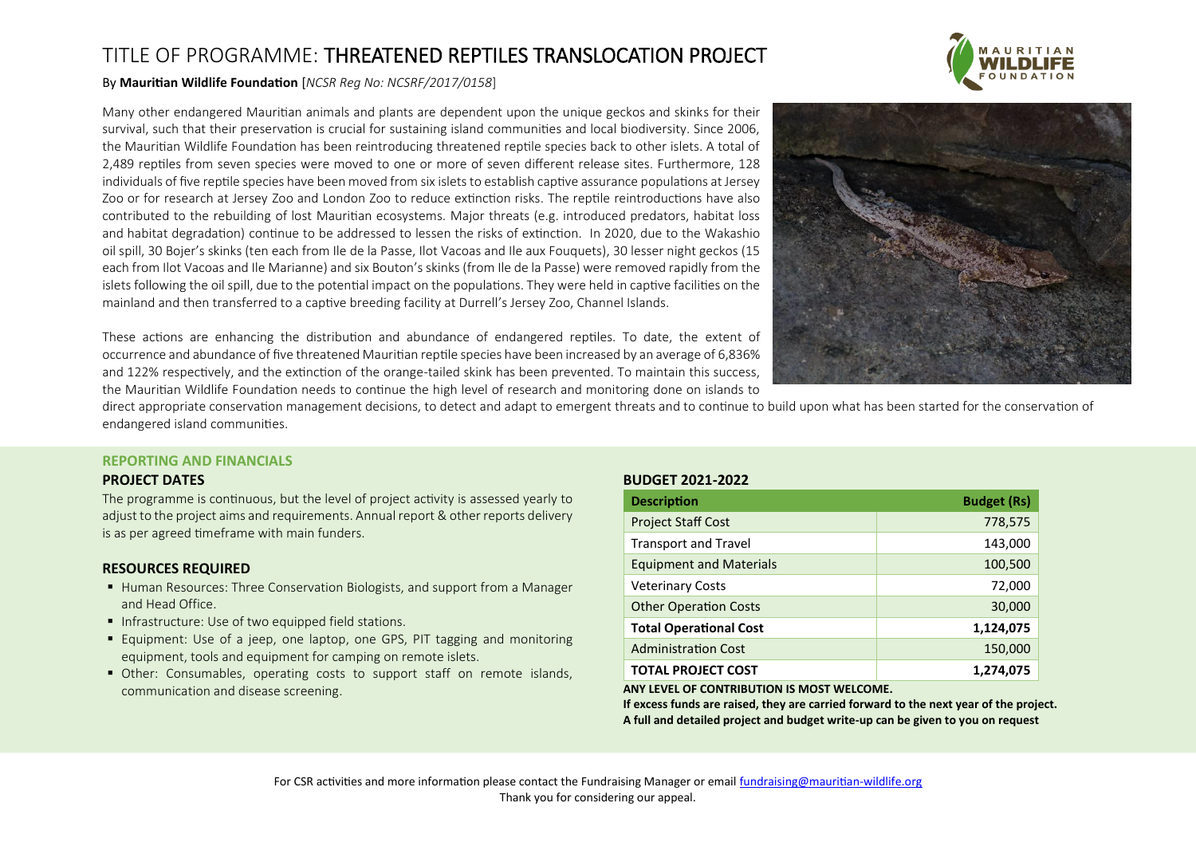# TITLE OF PROGRAMME: THREATENED REPTILES TRANSLOCATION PROJECT

By **Mauritian Wildlife Foundation** [*NCSR Reg No: NCSRF/2017/0158*]

Many other endangered Mauritian animals and plants are dependent upon the unique geckos and skinks for their survival, such that their preservation is crucial for sustaining island communities and local biodiversity. Since 2006, the Mauritian Wildlife Foundation has been reintroducing threatened reptile species back to other islets. A total of 2,489 reptiles from seven species were moved to one or more of seven different release sites. Furthermore, 128 individuals of five reptile species have been moved from six islets to establish captive assurance populations at Jersey Zoo or for research at Jersey Zoo and London Zoo to reduce extinction risks. The reptile reintroductions have also contributed to the rebuilding of lost Mauritian ecosystems. Major threats (e.g. introduced predators, habitat loss and habitat degradation) continue to be addressed to lessen the risks of extinction. In 2020, due to the Wakashio oil spill, 30 Bojer's skinks (ten each from Ile de la Passe, Ilot Vacoas and Ile aux Fouquets), 30 lesser night geckos (15 each from Ilot Vacoas and Ile Marianne) and six Bouton's skinks (from Ile de la Passe) were removed rapidly from the islets following the oil spill, due to the potential impact on the populations. They were held in captive facilities on the mainland and then transferred to a captive breeding facility at Durrell's Jersey Zoo, Channel Islands.

These actions are enhancing the distribution and abundance of endangered reptiles. To date, the extent of occurrence and abundance of five threatened Mauritian reptile species have been increased by an average of 6,836% and 122% respectively, and the extinction of the orange-tailed skink has been prevented. To maintain this success, the Mauritian Wildlife Foundation needs to continue the high level of research and monitoring done on islands to direct appropriate conservation management decisions, to detect and adapt to emergent threats and to continue to build upon what has been started for the conservation of endangered island communities.

## REPORTING AND FINANCIALS

### PROJECT DATES

The programme is continuous, but the level of project activity is assessed yearly to adjust to the project aims and requirements. Annual report & other reports delivery is as per agreed timeframe with main funders.

### RESOURCES REQUIRED

- Human Resources: Three Conservation Biologists, and support from a Manager and Head Office.
- Infrastructure: Use of two equipped field stations.
- Equipment: Use of a jeep, one laptop, one GPS, PIT tagging and monitoring equipment, tools and equipment for camping on remote islets.
- Other: Consumables, operating costs to support staff on remote islands, communication and disease screening.

### BUDGET 2021-2022

| Description | Budget (Rs) |
|---|---|
| Project Staff Cost | 778,575 |
| Transport and Travel | 143,000 |
| Equipment and Materials | 100,500 |
| Veterinary Costs | 72,000 |
| Other Operation Costs | 30,000 |
| **Total Operational Cost** | **1,124,075** |
| Administration Cost | 150,000 |
| **TOTAL PROJECT COST** | **1,274,075** |

**ANY LEVEL OF CONTRIBUTION IS MOST WELCOME.**

**If excess funds are raised, they are carried forward to the next year of the project.**

**A full and detailed project and budget write-up can be given to you on request**

For CSR activities and more information please contact the Fundraising Manager or email fundraising@mauritian-wildlife.org

Thank you for considering our appeal.